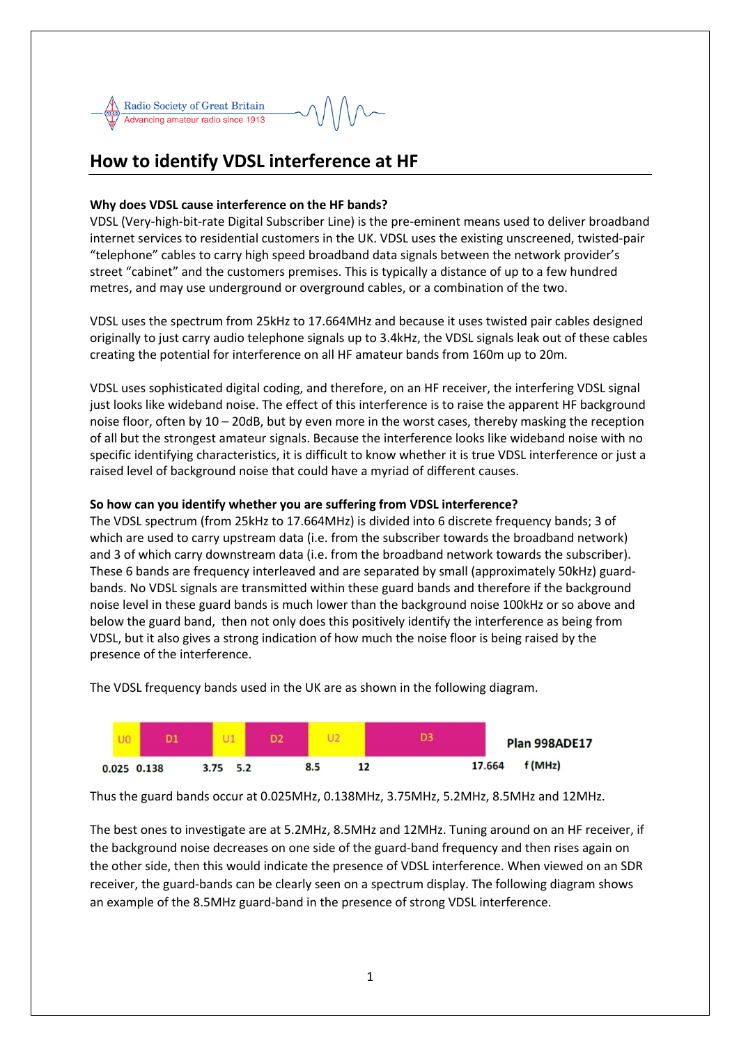Radio Society of Great Britain
Advancing amateur radio since 1913

# How to identify VDSL interference at HF

**Why does VDSL cause interference on the HF bands?**

VDSL (Very-high-bit-rate Digital Subscriber Line) is the pre-eminent means used to deliver broadband internet services to residential customers in the UK. VDSL uses the existing unscreened, twisted-pair "telephone" cables to carry high speed broadband data signals between the network provider's street "cabinet" and the customers premises. This is typically a distance of up to a few hundred metres, and may use underground or overground cables, or a combination of the two.

VDSL uses the spectrum from 25kHz to 17.664MHz and because it uses twisted pair cables designed originally to just carry audio telephone signals up to 3.4kHz, the VDSL signals leak out of these cables creating the potential for interference on all HF amateur bands from 160m up to 20m.

VDSL uses sophisticated digital coding, and therefore, on an HF receiver, the interfering VDSL signal just looks like wideband noise. The effect of this interference is to raise the apparent HF background noise floor, often by 10 – 20dB, but by even more in the worst cases, thereby masking the reception of all but the strongest amateur signals. Because the interference looks like wideband noise with no specific identifying characteristics, it is difficult to know whether it is true VDSL interference or just a raised level of background noise that could have a myriad of different causes.

**So how can you identify whether you are suffering from VDSL interference?**

The VDSL spectrum (from 25kHz to 17.664MHz) is divided into 6 discrete frequency bands; 3 of which are used to carry upstream data (i.e. from the subscriber towards the broadband network) and 3 of which carry downstream data (i.e. from the broadband network towards the subscriber). These 6 bands are frequency interleaved and are separated by small (approximately 50kHz) guard-bands. No VDSL signals are transmitted within these guard bands and therefore if the background noise level in these guard bands is much lower than the background noise 100kHz or so above and below the guard band, then not only does this positively identify the interference as being from VDSL, but it also gives a strong indication of how much the noise floor is being raised by the presence of the interference.

The VDSL frequency bands used in the UK are as shown in the following diagram.

| U0 | D1 | U1 | D2 | U2 | D3 |
|---|---|---|---|---|---|
| 0.025 – 0.138 | 0.138 – 3.75 | 3.75 – 5.2 | 5.2 – 8.5 | 8.5 – 12 | 12 – 17.664 |

Plan 998ADE17 f (MHz)

Thus the guard bands occur at 0.025MHz, 0.138MHz, 3.75MHz, 5.2MHz, 8.5MHz and 12MHz.

The best ones to investigate are at 5.2MHz, 8.5MHz and 12MHz. Tuning around on an HF receiver, if the background noise decreases on one side of the guard-band frequency and then rises again on the other side, then this would indicate the presence of VDSL interference. When viewed on an SDR receiver, the guard-bands can be clearly seen on a spectrum display. The following diagram shows an example of the 8.5MHz guard-band in the presence of strong VDSL interference.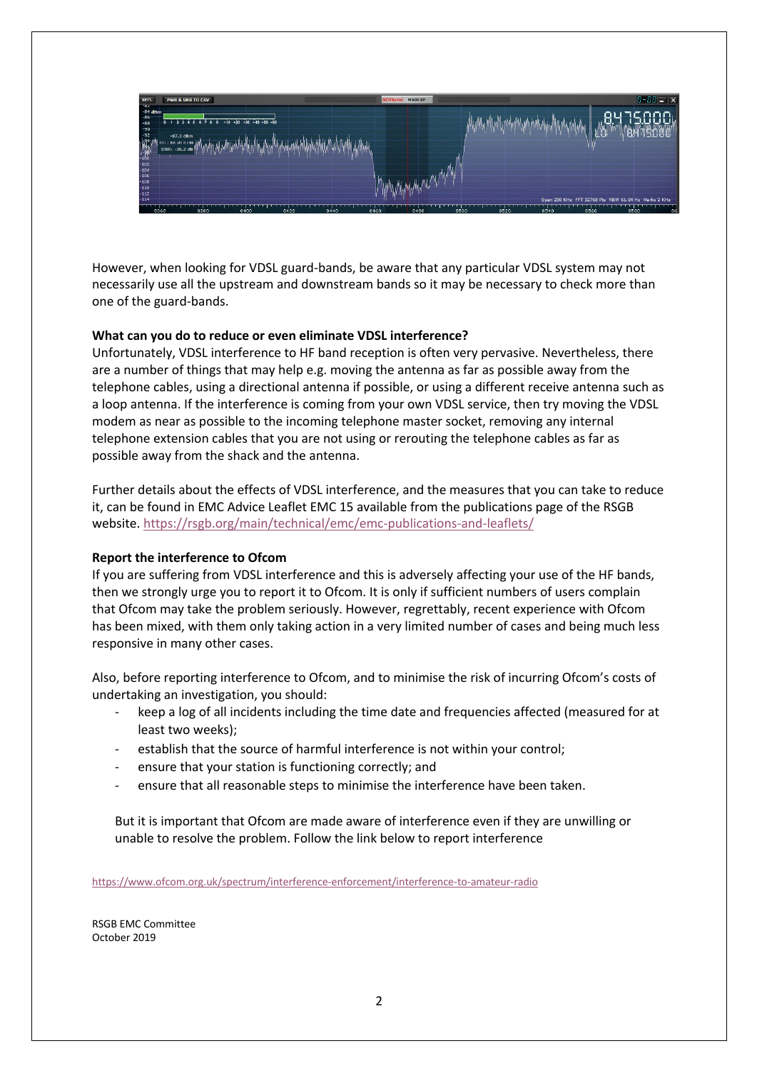However, when looking for VDSL guard-bands, be aware that any particular VDSL system may not necessarily use all the upstream and downstream bands so it may be necessary to check more than one of the guard-bands.

**What can you do to reduce or even eliminate VDSL interference?**

Unfortunately, VDSL interference to HF band reception is often very pervasive. Nevertheless, there are a number of things that may help e.g. moving the antenna as far as possible away from the telephone cables, using a directional antenna if possible, or using a different receive antenna such as a loop antenna. If the interference is coming from your own VDSL service, then try moving the VDSL modem as near as possible to the incoming telephone master socket, removing any internal telephone extension cables that you are not using or rerouting the telephone cables as far as possible away from the shack and the antenna.

Further details about the effects of VDSL interference, and the measures that you can take to reduce it, can be found in EMC Advice Leaflet EMC 15 available from the publications page of the RSGB website. https://rsgb.org/main/technical/emc/emc-publications-and-leaflets/

**Report the interference to Ofcom**

If you are suffering from VDSL interference and this is adversely affecting your use of the HF bands, then we strongly urge you to report it to Ofcom. It is only if sufficient numbers of users complain that Ofcom may take the problem seriously. However, regrettably, recent experience with Ofcom has been mixed, with them only taking action in a very limited number of cases and being much less responsive in many other cases.

Also, before reporting interference to Ofcom, and to minimise the risk of incurring Ofcom's costs of undertaking an investigation, you should:

- keep a log of all incidents including the time date and frequencies affected (measured for at least two weeks);
- establish that the source of harmful interference is not within your control;
- ensure that your station is functioning correctly; and
- ensure that all reasonable steps to minimise the interference have been taken.

But it is important that Ofcom are made aware of interference even if they are unwilling or unable to resolve the problem. Follow the link below to report interference

https://www.ofcom.org.uk/spectrum/interference-enforcement/interference-to-amateur-radio

RSGB EMC Committee
October 2019